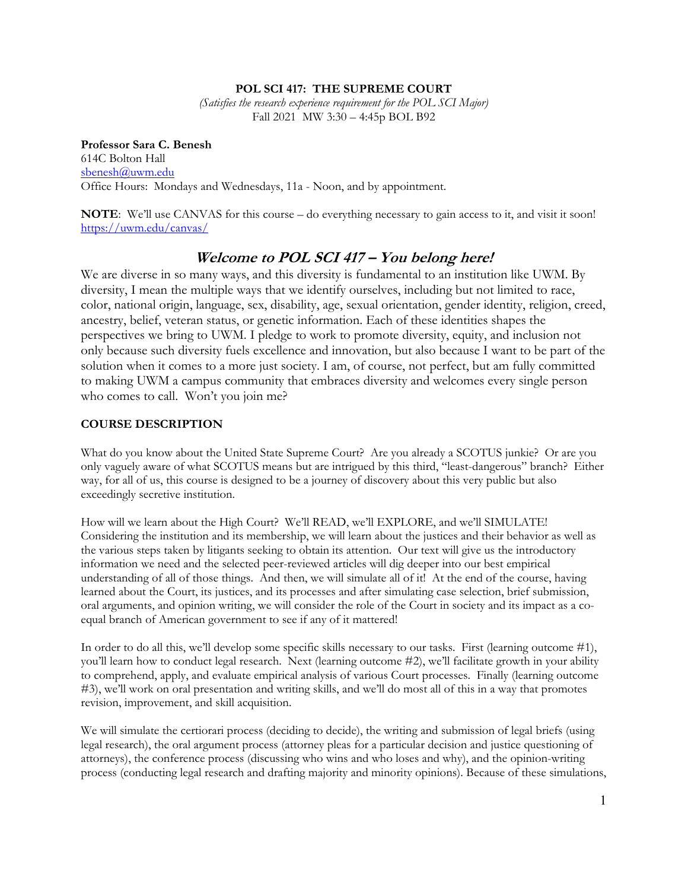**POL SCI 417: THE SUPREME COURT**
*(Satisfies the research experience requirement for the POL SCI Major)*
Fall 2021 MW 3:30 – 4:45p BOL B92

**Professor Sara C. Benesh**
614C Bolton Hall
sbenesh@uwm.edu
Office Hours: Mondays and Wednesdays, 11a - Noon, and by appointment.

**NOTE**: We'll use CANVAS for this course – do everything necessary to gain access to it, and visit it soon! https://uwm.edu/canvas/

## *Welcome to POL SCI 417 – You belong here!*

We are diverse in so many ways, and this diversity is fundamental to an institution like UWM. By diversity, I mean the multiple ways that we identify ourselves, including but not limited to race, color, national origin, language, sex, disability, age, sexual orientation, gender identity, religion, creed, ancestry, belief, veteran status, or genetic information. Each of these identities shapes the perspectives we bring to UWM. I pledge to work to promote diversity, equity, and inclusion not only because such diversity fuels excellence and innovation, but also because I want to be part of the solution when it comes to a more just society. I am, of course, not perfect, but am fully committed to making UWM a campus community that embraces diversity and welcomes every single person who comes to call. Won't you join me?

**COURSE DESCRIPTION**

What do you know about the United State Supreme Court? Are you already a SCOTUS junkie? Or are you only vaguely aware of what SCOTUS means but are intrigued by this third, "least-dangerous" branch? Either way, for all of us, this course is designed to be a journey of discovery about this very public but also exceedingly secretive institution.

How will we learn about the High Court? We'll READ, we'll EXPLORE, and we'll SIMULATE! Considering the institution and its membership, we will learn about the justices and their behavior as well as the various steps taken by litigants seeking to obtain its attention. Our text will give us the introductory information we need and the selected peer-reviewed articles will dig deeper into our best empirical understanding of all of those things. And then, we will simulate all of it! At the end of the course, having learned about the Court, its justices, and its processes and after simulating case selection, brief submission, oral arguments, and opinion writing, we will consider the role of the Court in society and its impact as a co-equal branch of American government to see if any of it mattered!

In order to do all this, we'll develop some specific skills necessary to our tasks. First (learning outcome #1), you'll learn how to conduct legal research. Next (learning outcome #2), we'll facilitate growth in your ability to comprehend, apply, and evaluate empirical analysis of various Court processes. Finally (learning outcome #3), we'll work on oral presentation and writing skills, and we'll do most all of this in a way that promotes revision, improvement, and skill acquisition.

We will simulate the certiorari process (deciding to decide), the writing and submission of legal briefs (using legal research), the oral argument process (attorney pleas for a particular decision and justice questioning of attorneys), the conference process (discussing who wins and who loses and why), and the opinion-writing process (conducting legal research and drafting majority and minority opinions). Because of these simulations,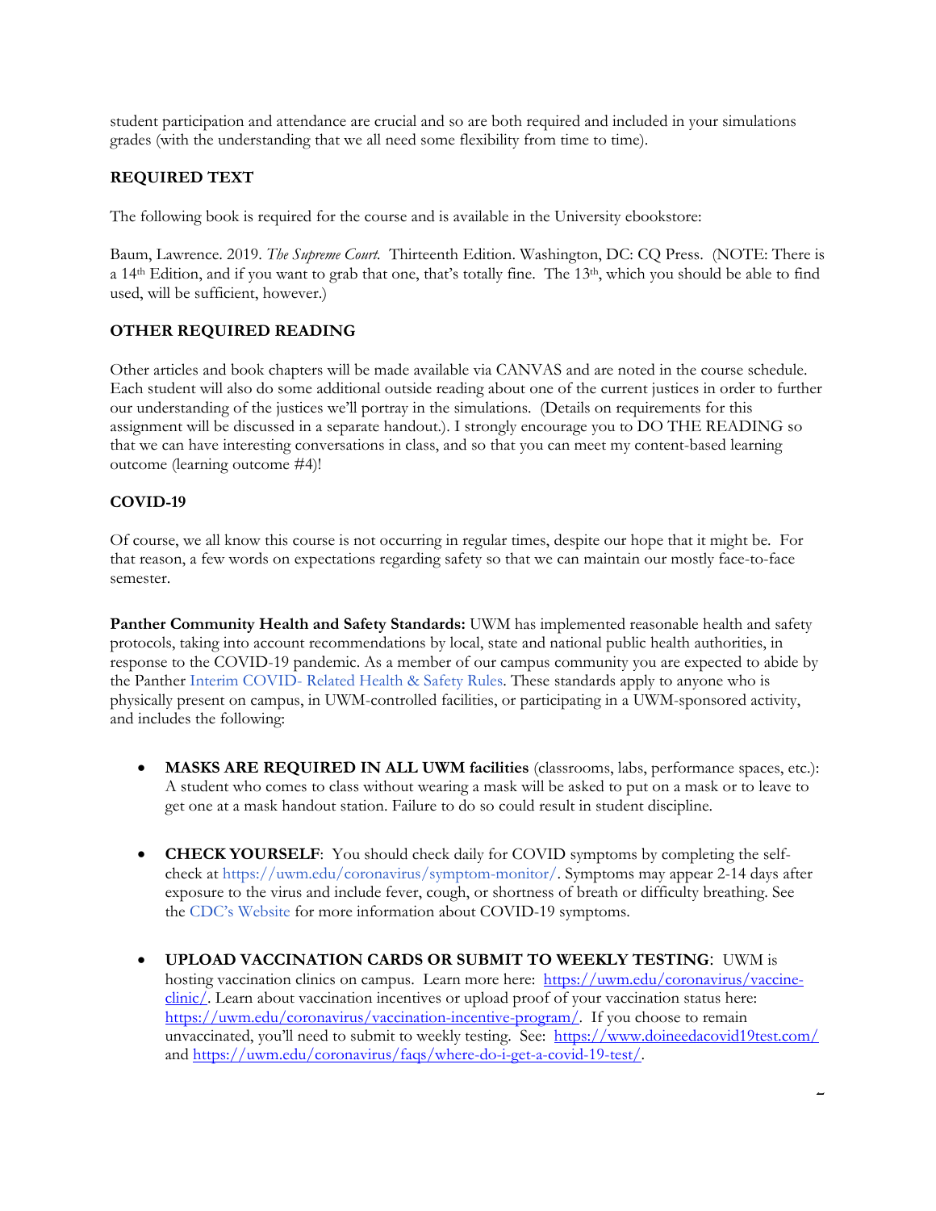student participation and attendance are crucial and so are both required and included in your simulations grades (with the understanding that we all need some flexibility from time to time).

**REQUIRED TEXT**

The following book is required for the course and is available in the University ebookstore:

Baum, Lawrence. 2019. *The Supreme Court.* Thirteenth Edition. Washington, DC: CQ Press. (NOTE: There is a 14th Edition, and if you want to grab that one, that's totally fine. The 13th, which you should be able to find used, will be sufficient, however.)

**OTHER REQUIRED READING**

Other articles and book chapters will be made available via CANVAS and are noted in the course schedule. Each student will also do some additional outside reading about one of the current justices in order to further our understanding of the justices we'll portray in the simulations. (Details on requirements for this assignment will be discussed in a separate handout.). I strongly encourage you to DO THE READING so that we can have interesting conversations in class, and so that you can meet my content-based learning outcome (learning outcome #4)!

**COVID-19**

Of course, we all know this course is not occurring in regular times, despite our hope that it might be. For that reason, a few words on expectations regarding safety so that we can maintain our mostly face-to-face semester.

**Panther Community Health and Safety Standards:** UWM has implemented reasonable health and safety protocols, taking into account recommendations by local, state and national public health authorities, in response to the COVID-19 pandemic. As a member of our campus community you are expected to abide by the Panther Interim COVID- Related Health & Safety Rules. These standards apply to anyone who is physically present on campus, in UWM-controlled facilities, or participating in a UWM-sponsored activity, and includes the following:

- **MASKS ARE REQUIRED IN ALL UWM facilities** (classrooms, labs, performance spaces, etc.): A student who comes to class without wearing a mask will be asked to put on a mask or to leave to get one at a mask handout station. Failure to do so could result in student discipline.

- **CHECK YOURSELF**: You should check daily for COVID symptoms by completing the self-check at https://uwm.edu/coronavirus/symptom-monitor/. Symptoms may appear 2-14 days after exposure to the virus and include fever, cough, or shortness of breath or difficulty breathing. See the CDC's Website for more information about COVID-19 symptoms.

- **UPLOAD VACCINATION CARDS OR SUBMIT TO WEEKLY TESTING**: UWM is hosting vaccination clinics on campus. Learn more here: https://uwm.edu/coronavirus/vaccine-clinic/. Learn about vaccination incentives or upload proof of your vaccination status here: https://uwm.edu/coronavirus/vaccination-incentive-program/. If you choose to remain unvaccinated, you'll need to submit to weekly testing. See: https://www.doineedacovid19test.com/ and https://uwm.edu/coronavirus/faqs/where-do-i-get-a-covid-19-test/.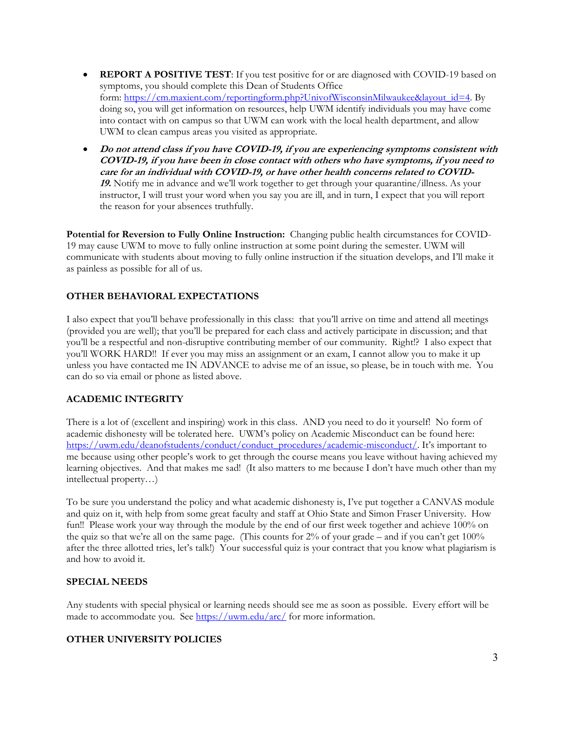- **REPORT A POSITIVE TEST**: If you test positive for or are diagnosed with COVID-19 based on symptoms, you should complete this Dean of Students Office form: https://cm.maxient.com/reportingform.php?UnivofWisconsinMilwaukee&layout_id=4. By doing so, you will get information on resources, help UWM identify individuals you may have come into contact with on campus so that UWM can work with the local health department, and allow UWM to clean campus areas you visited as appropriate.
- ***Do not attend class if you have COVID-19, if you are experiencing symptoms consistent with COVID-19, if you have been in close contact with others who have symptoms, if you need to care for an individual with COVID-19, or have other health concerns related to COVID-19.*** Notify me in advance and we'll work together to get through your quarantine/illness. As your instructor, I will trust your word when you say you are ill, and in turn, I expect that you will report the reason for your absences truthfully.

**Potential for Reversion to Fully Online Instruction:** Changing public health circumstances for COVID-19 may cause UWM to move to fully online instruction at some point during the semester. UWM will communicate with students about moving to fully online instruction if the situation develops, and I'll make it as painless as possible for all of us.

## OTHER BEHAVIORAL EXPECTATIONS

I also expect that you'll behave professionally in this class: that you'll arrive on time and attend all meetings (provided you are well); that you'll be prepared for each class and actively participate in discussion; and that you'll be a respectful and non-disruptive contributing member of our community. Right!? I also expect that you'll WORK HARD!! If ever you may miss an assignment or an exam, I cannot allow you to make it up unless you have contacted me IN ADVANCE to advise me of an issue, so please, be in touch with me. You can do so via email or phone as listed above.

## ACADEMIC INTEGRITY

There is a lot of (excellent and inspiring) work in this class. AND you need to do it yourself! No form of academic dishonesty will be tolerated here. UWM's policy on Academic Misconduct can be found here: https://uwm.edu/deanofstudents/conduct/conduct_procedures/academic-misconduct/. It's important to me because using other people's work to get through the course means you leave without having achieved my learning objectives. And that makes me sad! (It also matters to me because I don't have much other than my intellectual property…)

To be sure you understand the policy and what academic dishonesty is, I've put together a CANVAS module and quiz on it, with help from some great faculty and staff at Ohio State and Simon Fraser University. How fun!! Please work your way through the module by the end of our first week together and achieve 100% on the quiz so that we're all on the same page. (This counts for 2% of your grade – and if you can't get 100% after the three allotted tries, let's talk!) Your successful quiz is your contract that you know what plagiarism is and how to avoid it.

## SPECIAL NEEDS

Any students with special physical or learning needs should see me as soon as possible. Every effort will be made to accommodate you. See https://uwm.edu/arc/ for more information.

## OTHER UNIVERSITY POLICIES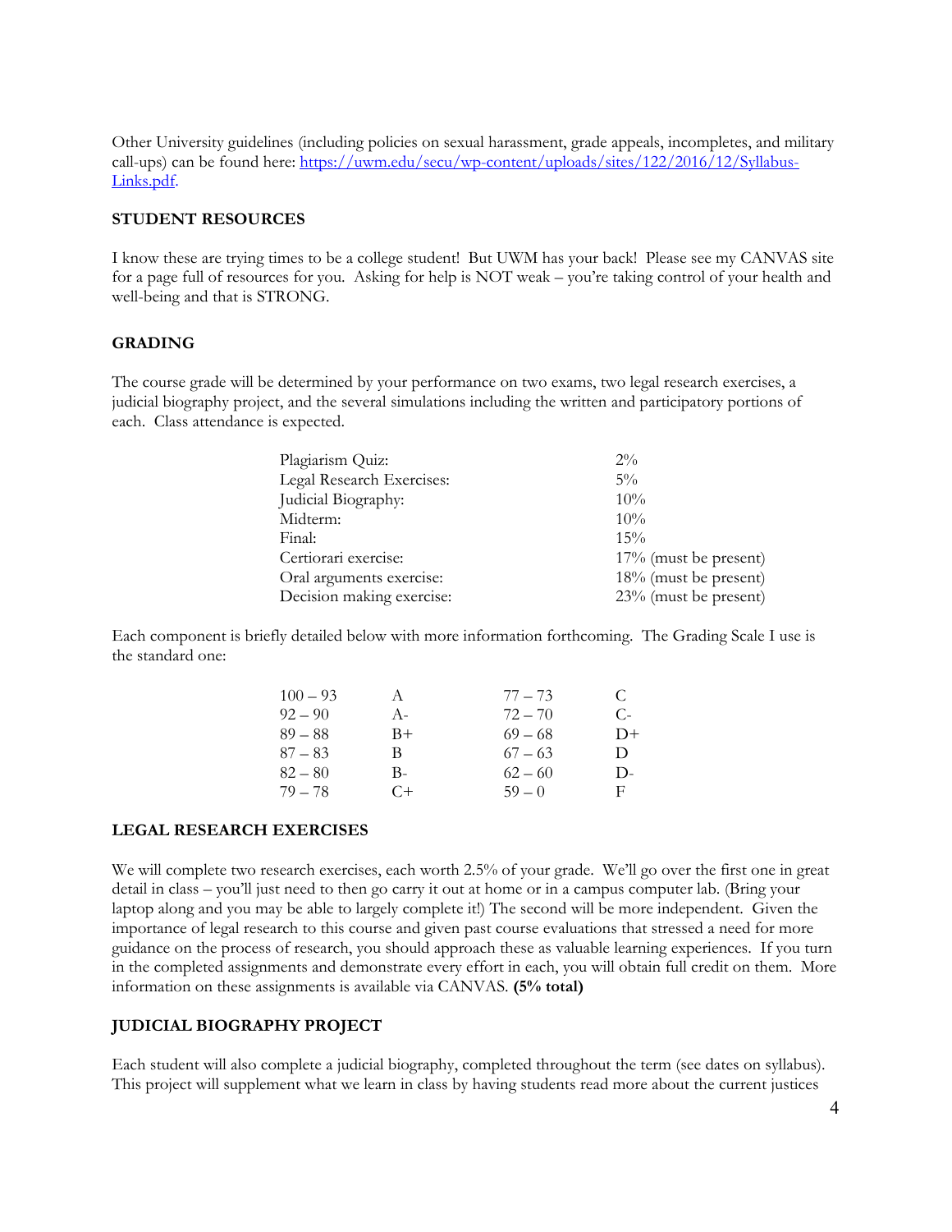Other University guidelines (including policies on sexual harassment, grade appeals, incompletes, and military call-ups) can be found here: [https://uwm.edu/secu/wp-content/uploads/sites/122/2016/12/Syllabus-Links.pdf](https://uwm.edu/secu/wp-content/uploads/sites/122/2016/12/Syllabus-Links.pdf).

## STUDENT RESOURCES

I know these are trying times to be a college student! But UWM has your back! Please see my CANVAS site for a page full of resources for you. Asking for help is NOT weak – you're taking control of your health and well-being and that is STRONG.

## GRADING

The course grade will be determined by your performance on two exams, two legal research exercises, a judicial biography project, and the several simulations including the written and participatory portions of each. Class attendance is expected.

| | |
|---|---|
| Plagiarism Quiz: | 2% |
| Legal Research Exercises: | 5% |
| Judicial Biography: | 10% |
| Midterm: | 10% |
| Final: | 15% |
| Certiorari exercise: | 17% (must be present) |
| Oral arguments exercise: | 18% (must be present) |
| Decision making exercise: | 23% (must be present) |

Each component is briefly detailed below with more information forthcoming. The Grading Scale I use is the standard one:

| | | | |
|---|---|---|---|
| 100 – 93 | A | 77 – 73 | C |
| 92 – 90 | A- | 72 – 70 | C- |
| 89 – 88 | B+ | 69 – 68 | D+ |
| 87 – 83 | B | 67 – 63 | D |
| 82 – 80 | B- | 62 – 60 | D- |
| 79 – 78 | C+ | 59 – 0 | F |

## LEGAL RESEARCH EXERCISES

We will complete two research exercises, each worth 2.5% of your grade. We'll go over the first one in great detail in class – you'll just need to then go carry it out at home or in a campus computer lab. (Bring your laptop along and you may be able to largely complete it!) The second will be more independent. Given the importance of legal research to this course and given past course evaluations that stressed a need for more guidance on the process of research, you should approach these as valuable learning experiences. If you turn in the completed assignments and demonstrate every effort in each, you will obtain full credit on them. More information on these assignments is available via CANVAS. **(5% total)**

## JUDICIAL BIOGRAPHY PROJECT

Each student will also complete a judicial biography, completed throughout the term (see dates on syllabus). This project will supplement what we learn in class by having students read more about the current justices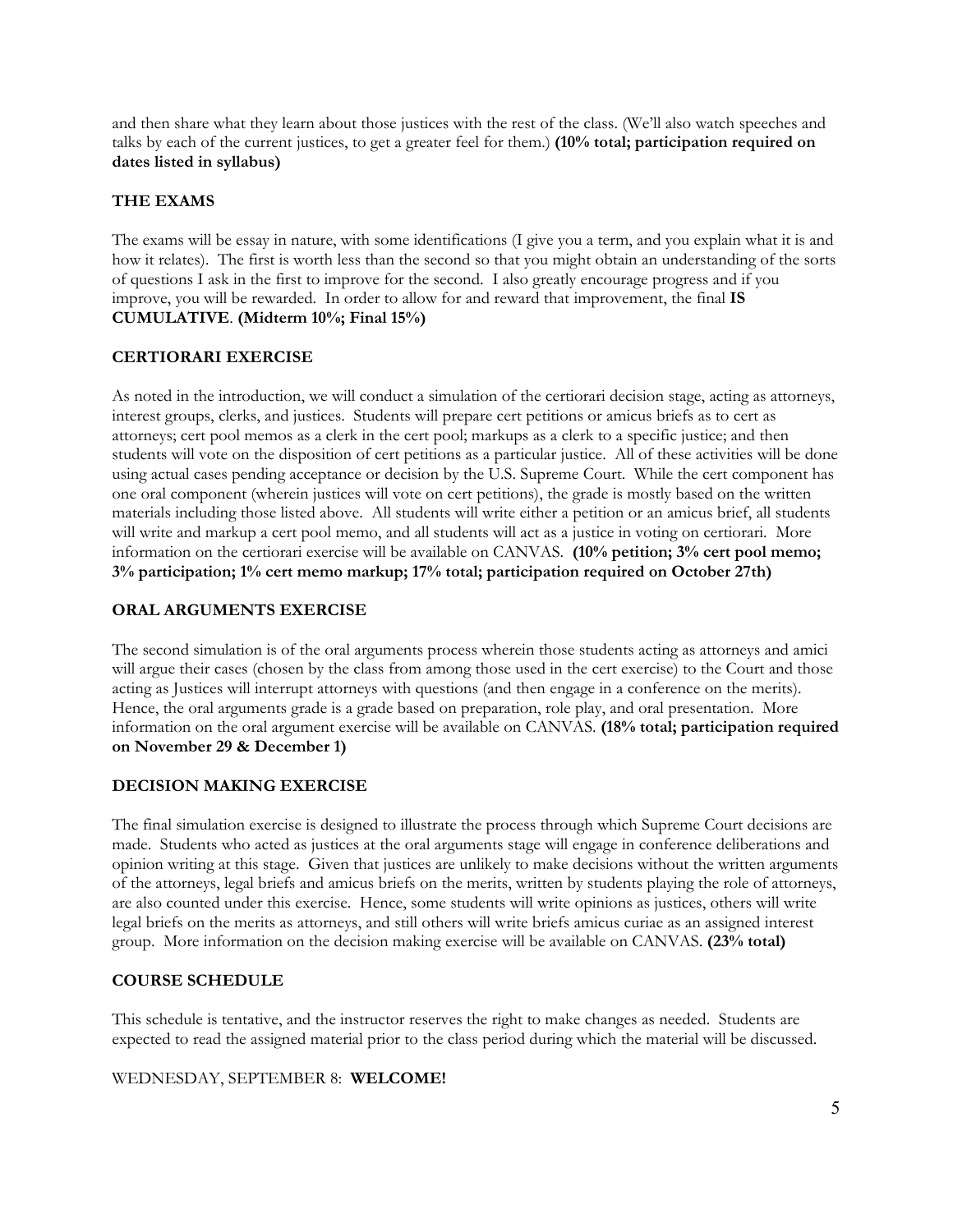and then share what they learn about those justices with the rest of the class. (We'll also watch speeches and talks by each of the current justices, to get a greater feel for them.) **(10% total; participation required on dates listed in syllabus)**

### THE EXAMS

The exams will be essay in nature, with some identifications (I give you a term, and you explain what it is and how it relates). The first is worth less than the second so that you might obtain an understanding of the sorts of questions I ask in the first to improve for the second. I also greatly encourage progress and if you improve, you will be rewarded. In order to allow for and reward that improvement, the final **IS CUMULATIVE**. **(Midterm 10%; Final 15%)**

### CERTIORARI EXERCISE

As noted in the introduction, we will conduct a simulation of the certiorari decision stage, acting as attorneys, interest groups, clerks, and justices. Students will prepare cert petitions or amicus briefs as to cert as attorneys; cert pool memos as a clerk in the cert pool; markups as a clerk to a specific justice; and then students will vote on the disposition of cert petitions as a particular justice. All of these activities will be done using actual cases pending acceptance or decision by the U.S. Supreme Court. While the cert component has one oral component (wherein justices will vote on cert petitions), the grade is mostly based on the written materials including those listed above. All students will write either a petition or an amicus brief, all students will write and markup a cert pool memo, and all students will act as a justice in voting on certiorari. More information on the certiorari exercise will be available on CANVAS. **(10% petition; 3% cert pool memo; 3% participation; 1% cert memo markup; 17% total; participation required on October 27th)**

### ORAL ARGUMENTS EXERCISE

The second simulation is of the oral arguments process wherein those students acting as attorneys and amici will argue their cases (chosen by the class from among those used in the cert exercise) to the Court and those acting as Justices will interrupt attorneys with questions (and then engage in a conference on the merits). Hence, the oral arguments grade is a grade based on preparation, role play, and oral presentation. More information on the oral argument exercise will be available on CANVAS. **(18% total; participation required on November 29 & December 1)**

### DECISION MAKING EXERCISE

The final simulation exercise is designed to illustrate the process through which Supreme Court decisions are made. Students who acted as justices at the oral arguments stage will engage in conference deliberations and opinion writing at this stage. Given that justices are unlikely to make decisions without the written arguments of the attorneys, legal briefs and amicus briefs on the merits, written by students playing the role of attorneys, are also counted under this exercise. Hence, some students will write opinions as justices, others will write legal briefs on the merits as attorneys, and still others will write briefs amicus curiae as an assigned interest group. More information on the decision making exercise will be available on CANVAS. **(23% total)**

### COURSE SCHEDULE

This schedule is tentative, and the instructor reserves the right to make changes as needed. Students are expected to read the assigned material prior to the class period during which the material will be discussed.

WEDNESDAY, SEPTEMBER 8: **WELCOME!**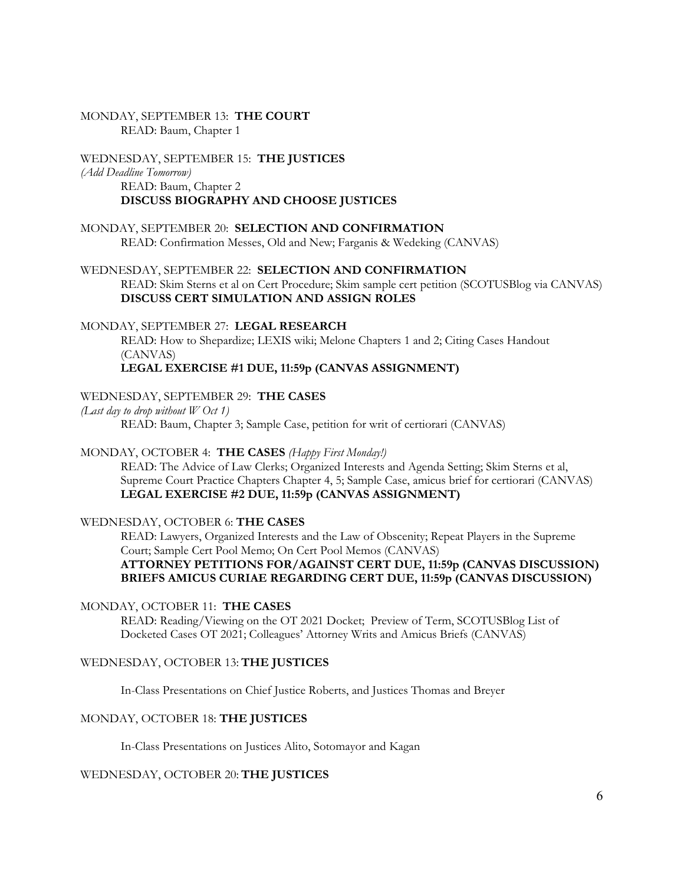MONDAY, SEPTEMBER 13: **THE COURT**

READ: Baum, Chapter 1

WEDNESDAY, SEPTEMBER 15: **THE JUSTICES**

*(Add Deadline Tomorrow)*

READ: Baum, Chapter 2

**DISCUSS BIOGRAPHY AND CHOOSE JUSTICES**

MONDAY, SEPTEMBER 20: **SELECTION AND CONFIRMATION**

READ: Confirmation Messes, Old and New; Farganis & Wedeking (CANVAS)

WEDNESDAY, SEPTEMBER 22: **SELECTION AND CONFIRMATION**

READ: Skim Sterns et al on Cert Procedure; Skim sample cert petition (SCOTUSBlog via CANVAS)

**DISCUSS CERT SIMULATION AND ASSIGN ROLES**

MONDAY, SEPTEMBER 27: **LEGAL RESEARCH**

READ: How to Shepardize; LEXIS wiki; Melone Chapters 1 and 2; Citing Cases Handout (CANVAS)

**LEGAL EXERCISE #1 DUE, 11:59p (CANVAS ASSIGNMENT)**

WEDNESDAY, SEPTEMBER 29: **THE CASES**

*(Last day to drop without W Oct 1)*

READ: Baum, Chapter 3; Sample Case, petition for writ of certiorari (CANVAS)

MONDAY, OCTOBER 4: **THE CASES** *(Happy First Monday!)*

READ: The Advice of Law Clerks; Organized Interests and Agenda Setting; Skim Sterns et al, Supreme Court Practice Chapters Chapter 4, 5; Sample Case, amicus brief for certiorari (CANVAS)

**LEGAL EXERCISE #2 DUE, 11:59p (CANVAS ASSIGNMENT)**

WEDNESDAY, OCTOBER 6: **THE CASES**

READ: Lawyers, Organized Interests and the Law of Obscenity; Repeat Players in the Supreme Court; Sample Cert Pool Memo; On Cert Pool Memos (CANVAS)

**ATTORNEY PETITIONS FOR/AGAINST CERT DUE, 11:59p (CANVAS DISCUSSION)**

**BRIEFS AMICUS CURIAE REGARDING CERT DUE, 11:59p (CANVAS DISCUSSION)**

MONDAY, OCTOBER 11: **THE CASES**

READ: Reading/Viewing on the OT 2021 Docket; Preview of Term, SCOTUSBlog List of Docketed Cases OT 2021; Colleagues' Attorney Writs and Amicus Briefs (CANVAS)

WEDNESDAY, OCTOBER 13: **THE JUSTICES**

In-Class Presentations on Chief Justice Roberts, and Justices Thomas and Breyer

MONDAY, OCTOBER 18: **THE JUSTICES**

In-Class Presentations on Justices Alito, Sotomayor and Kagan

WEDNESDAY, OCTOBER 20: **THE JUSTICES**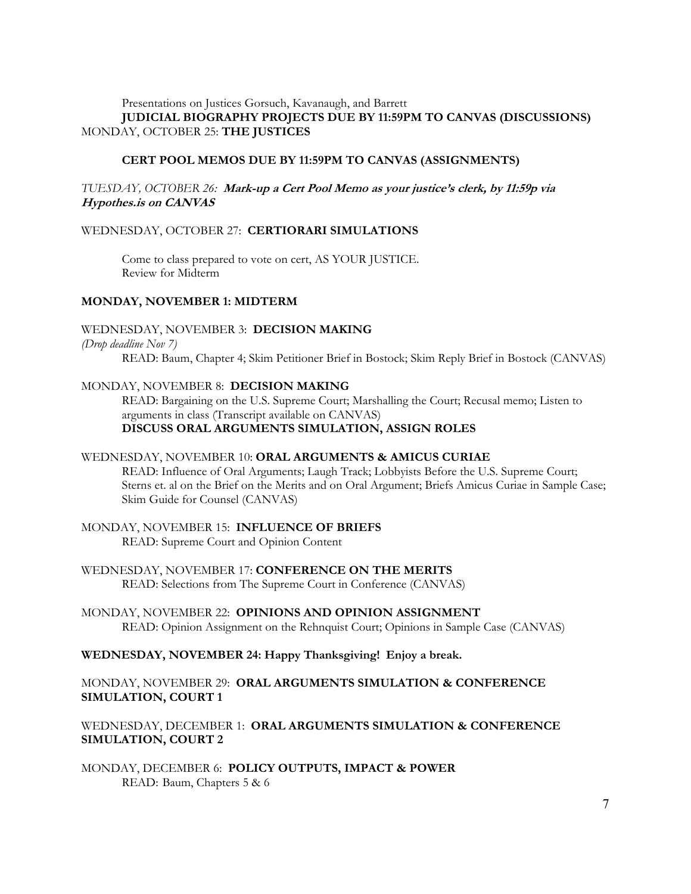Presentations on Justices Gorsuch, Kavanaugh, and Barrett
**JUDICIAL BIOGRAPHY PROJECTS DUE BY 11:59PM TO CANVAS (DISCUSSIONS)**

MONDAY, OCTOBER 25: **THE JUSTICES**

**CERT POOL MEMOS DUE BY 11:59PM TO CANVAS (ASSIGNMENTS)**

*TUESDAY, OCTOBER 26:* ***Mark-up a Cert Pool Memo as your justice's clerk, by 11:59p via Hypothes.is on CANVAS***

WEDNESDAY, OCTOBER 27: **CERTIORARI SIMULATIONS**

Come to class prepared to vote on cert, AS YOUR JUSTICE.
Review for Midterm

**MONDAY, NOVEMBER 1: MIDTERM**

WEDNESDAY, NOVEMBER 3: **DECISION MAKING**
*(Drop deadline Nov 7)*
READ: Baum, Chapter 4; Skim Petitioner Brief in Bostock; Skim Reply Brief in Bostock (CANVAS)

MONDAY, NOVEMBER 8: **DECISION MAKING**
READ: Bargaining on the U.S. Supreme Court; Marshalling the Court; Recusal memo; Listen to arguments in class (Transcript available on CANVAS)
**DISCUSS ORAL ARGUMENTS SIMULATION, ASSIGN ROLES**

WEDNESDAY, NOVEMBER 10: **ORAL ARGUMENTS & AMICUS CURIAE**
READ: Influence of Oral Arguments; Laugh Track; Lobbyists Before the U.S. Supreme Court; Sterns et. al on the Brief on the Merits and on Oral Argument; Briefs Amicus Curiae in Sample Case; Skim Guide for Counsel (CANVAS)

MONDAY, NOVEMBER 15: **INFLUENCE OF BRIEFS**
READ: Supreme Court and Opinion Content

WEDNESDAY, NOVEMBER 17: **CONFERENCE ON THE MERITS**
READ: Selections from The Supreme Court in Conference (CANVAS)

MONDAY, NOVEMBER 22: **OPINIONS AND OPINION ASSIGNMENT**
READ: Opinion Assignment on the Rehnquist Court; Opinions in Sample Case (CANVAS)

**WEDNESDAY, NOVEMBER 24: Happy Thanksgiving! Enjoy a break.**

MONDAY, NOVEMBER 29: **ORAL ARGUMENTS SIMULATION & CONFERENCE SIMULATION, COURT 1**

WEDNESDAY, DECEMBER 1: **ORAL ARGUMENTS SIMULATION & CONFERENCE SIMULATION, COURT 2**

MONDAY, DECEMBER 6: **POLICY OUTPUTS, IMPACT & POWER**
READ: Baum, Chapters 5 & 6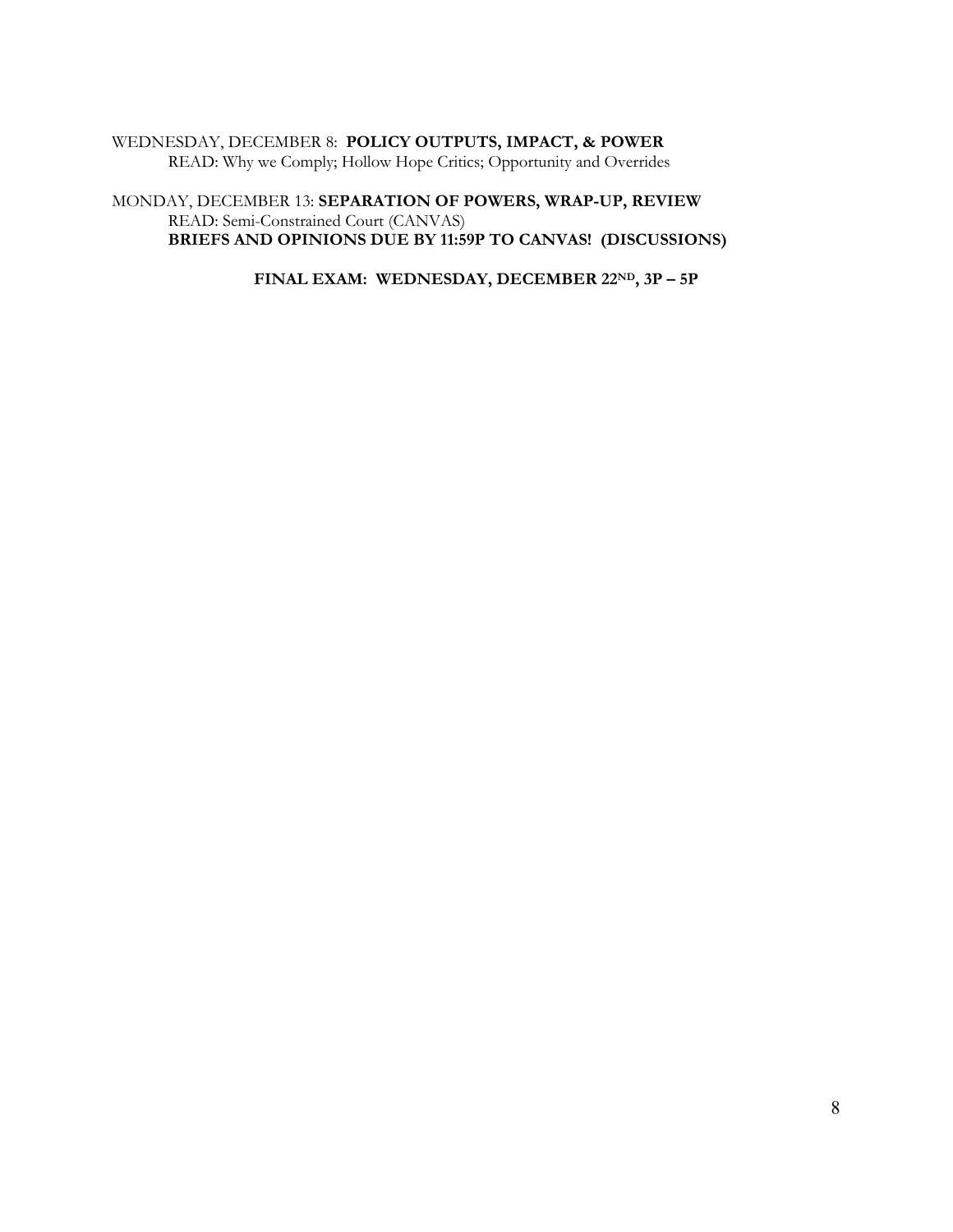WEDNESDAY, DECEMBER 8: **POLICY OUTPUTS, IMPACT, & POWER**
READ: Why we Comply; Hollow Hope Critics; Opportunity and Overrides

MONDAY, DECEMBER 13: **SEPARATION OF POWERS, WRAP-UP, REVIEW**
READ: Semi-Constrained Court (CANVAS)
**BRIEFS AND OPINIONS DUE BY 11:59P TO CANVAS! (DISCUSSIONS)**

**FINAL EXAM: WEDNESDAY, DECEMBER 22ND, 3P – 5P**